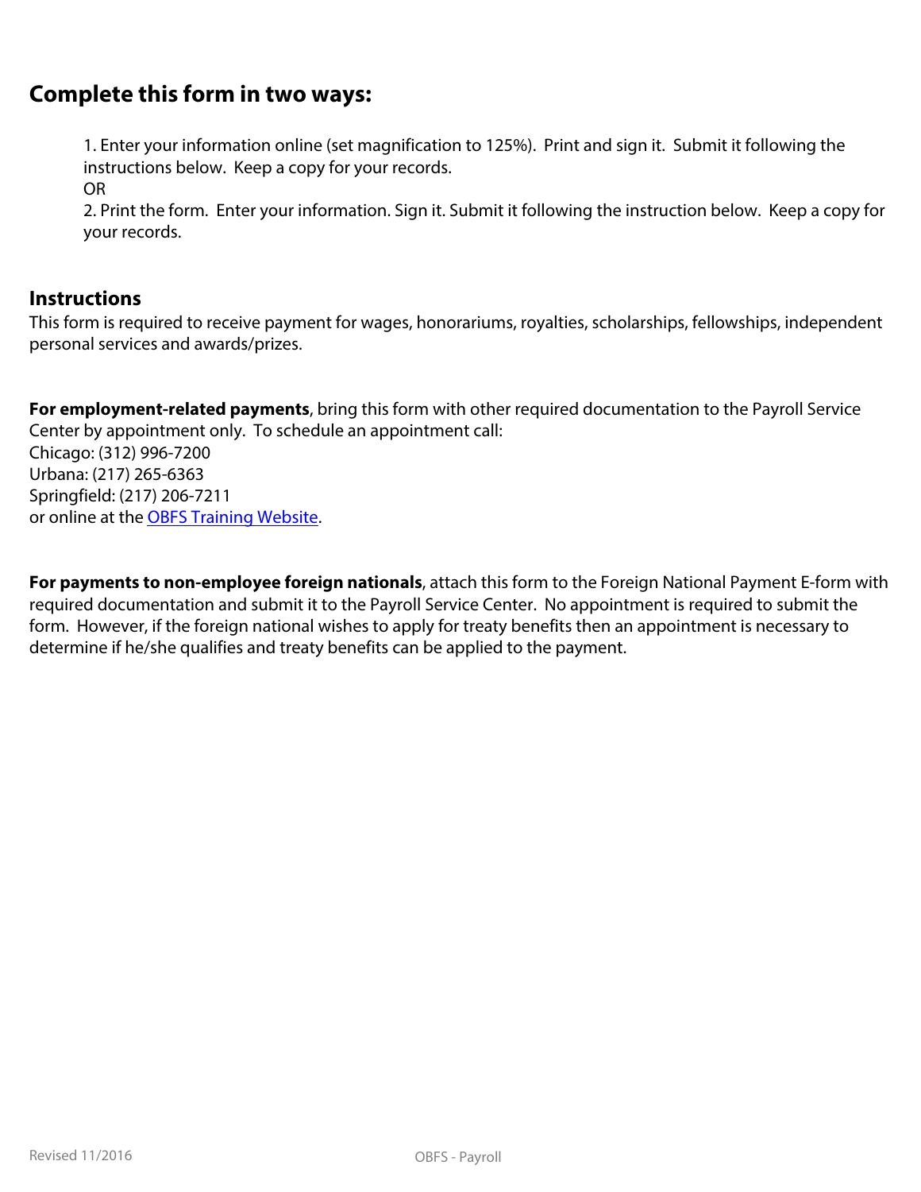## Complete this form in two ways:

1. Enter your information online (set magnification to 125%). Print and sign it. Submit it following the instructions below. Keep a copy for your records.
   OR
2. Print the form. Enter your information. Sign it. Submit it following the instruction below. Keep a copy for your records.

### Instructions

This form is required to receive payment for wages, honorariums, royalties, scholarships, fellowships, independent personal services and awards/prizes.

**For employment-related payments**, bring this form with other required documentation to the Payroll Service Center by appointment only. To schedule an appointment call:
Chicago: (312) 996-7200
Urbana: (217) 265-6363
Springfield: (217) 206-7211
or online at the OBFS Training Website.

**For payments to non-employee foreign nationals**, attach this form to the Foreign National Payment E-form with required documentation and submit it to the Payroll Service Center. No appointment is required to submit the form. However, if the foreign national wishes to apply for treaty benefits then an appointment is necessary to determine if he/she qualifies and treaty benefits can be applied to the payment.

Revised 11/2016

OBFS - Payroll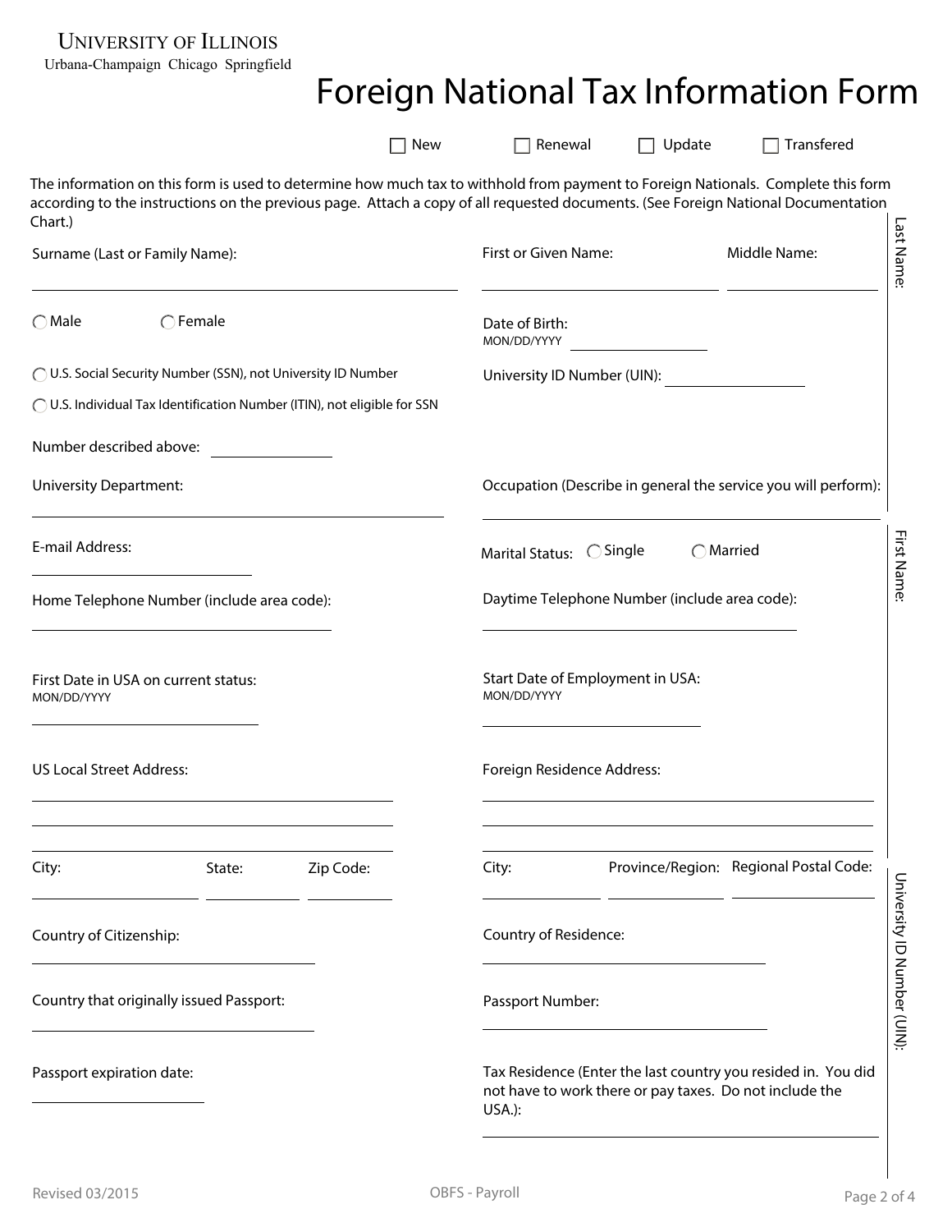UNIVERSITY OF ILLINOIS
Urbana-Champaign Chicago Springfield

# Foreign National Tax Information Form

☐ New ☐ Renewal ☐ Update ☐ Transfered

The information on this form is used to determine how much tax to withhold from payment to Foreign Nationals. Complete this form according to the instructions on the previous page. Attach a copy of all requested documents. (See Foreign National Documentation Chart.)

Surname (Last or Family Name): ____________________

First or Given Name: ____________________ Middle Name: ____________________

◯ Male ◯ Female

Date of Birth: MON/DD/YYYY ____________________

◯ U.S. Social Security Number (SSN), not University ID Number

◯ U.S. Individual Tax Identification Number (ITIN), not eligible for SSN

University ID Number (UIN): ____________________

Number described above: ____________________

University Department: ____________________

Occupation (Describe in general the service you will perform): ____________________

E-mail Address: ____________________

Marital Status: ◯ Single ◯ Married

Home Telephone Number (include area code): ____________________

Daytime Telephone Number (include area code): ____________________

First Date in USA on current status: MON/DD/YYYY ____________________

Start Date of Employment in USA: MON/DD/YYYY ____________________

US Local Street Address: ____________________

City: __________ State: __________ Zip Code: __________

Foreign Residence Address: ____________________

City: __________ Province/Region: __________ Regional Postal Code: __________

Country of Citizenship: ____________________

Country of Residence: ____________________

Country that originally issued Passport: ____________________

Passport Number: ____________________

Passport expiration date: ____________________

Tax Residence (Enter the last country you resided in. You did not have to work there or pay taxes. Do not include the USA.): ____________________

Last Name:

First Name:

University ID Number (UIN):

Revised 03/2015 OBFS - Payroll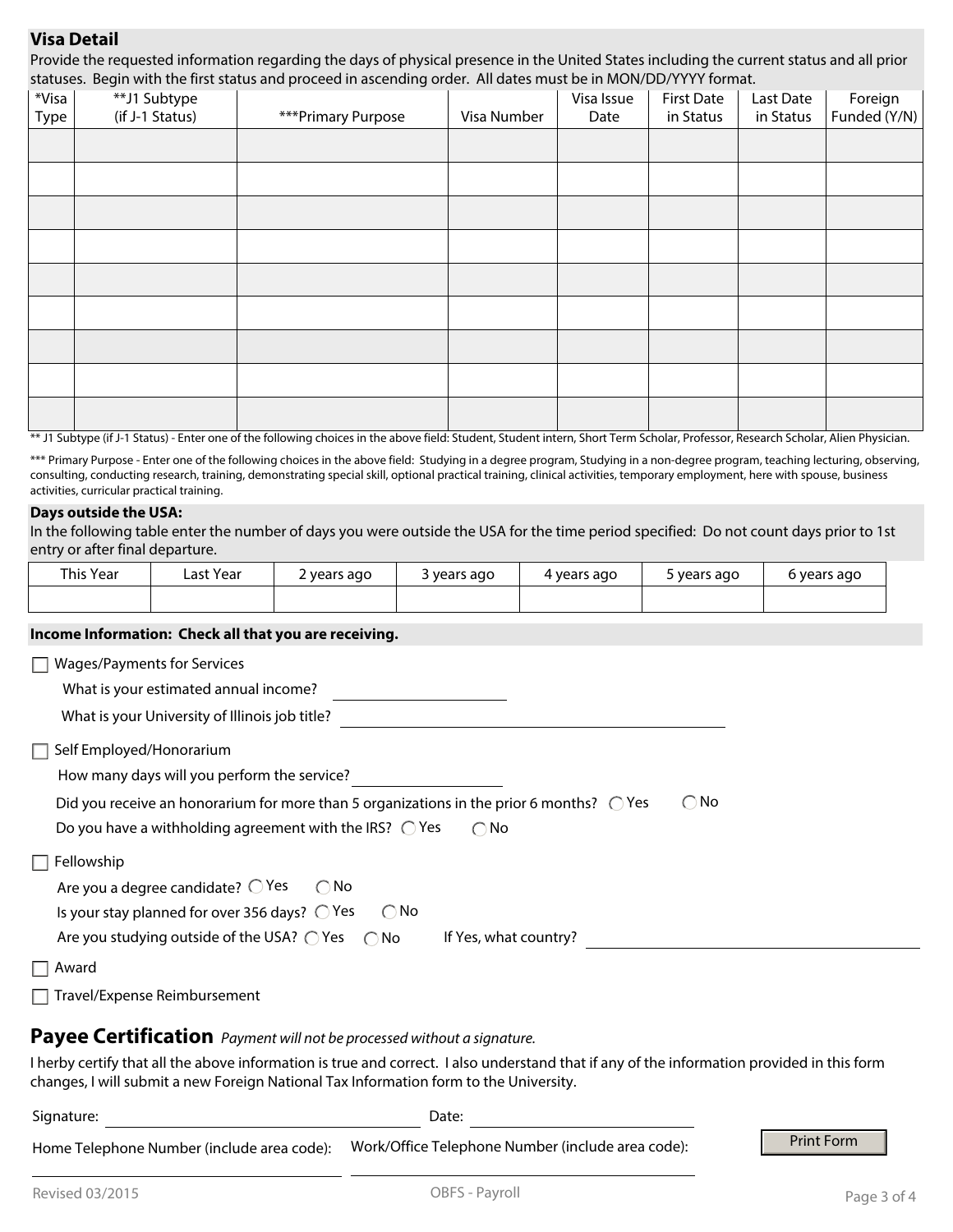## Visa Detail

Provide the requested information regarding the days of physical presence in the United States including the current status and all prior statuses. Begin with the first status and proceed in ascending order. All dates must be in MON/DD/YYYY format.

| *Visa Type | **J1 Subtype (if J-1 Status) | ***Primary Purpose | Visa Number | Visa Issue Date | First Date in Status | Last Date in Status | Foreign Funded (Y/N) |
|---|---|---|---|---|---|---|---|
| | | | | | | | |
| | | | | | | | |
| | | | | | | | |
| | | | | | | | |
| | | | | | | | |
| | | | | | | | |
| | | | | | | | |
| | | | | | | | |
| | | | | | | | |

** J1 Subtype (if J-1 Status) - Enter one of the following choices in the above field: Student, Student intern, Short Term Scholar, Professor, Research Scholar, Alien Physician.

*** Primary Purpose - Enter one of the following choices in the above field: Studying in a degree program, Studying in a non-degree program, teaching lecturing, observing, consulting, conducting research, training, demonstrating special skill, optional practical training, clinical activities, temporary employment, here with spouse, business activities, curricular practical training.

### Days outside the USA:

In the following table enter the number of days you were outside the USA for the time period specified: Do not count days prior to 1st entry or after final departure.

| This Year | Last Year | 2 years ago | 3 years ago | 4 years ago | 5 years ago | 6 years ago |
|---|---|---|---|---|---|---|
| | | | | | | |

### Income Information: Check all that you are receiving.

☐ Wages/Payments for Services

What is your estimated annual income? ____________

What is your University of Illinois job title? ____________

☐ Self Employed/Honorarium

How many days will you perform the service? ____________

Did you receive an honorarium for more than 5 organizations in the prior 6 months? ○ Yes ○ No

Do you have a withholding agreement with the IRS? ○ Yes ○ No

☐ Fellowship

Are you a degree candidate? ○ Yes ○ No

Is your stay planned for over 356 days? ○ Yes ○ No

Are you studying outside of the USA? ○ Yes ○ No If Yes, what country? ____________

☐ Award

☐ Travel/Expense Reimbursement

## Payee Certification *Payment will not be processed without a signature.*

I herby certify that all the above information is true and correct. I also understand that if any of the information provided in this form changes, I will submit a new Foreign National Tax Information form to the University.

Signature: ____________ Date: ____________

Home Telephone Number (include area code): ____________ Work/Office Telephone Number (include area code): ____________

Print Form

Revised 03/2015 OBFS - Payroll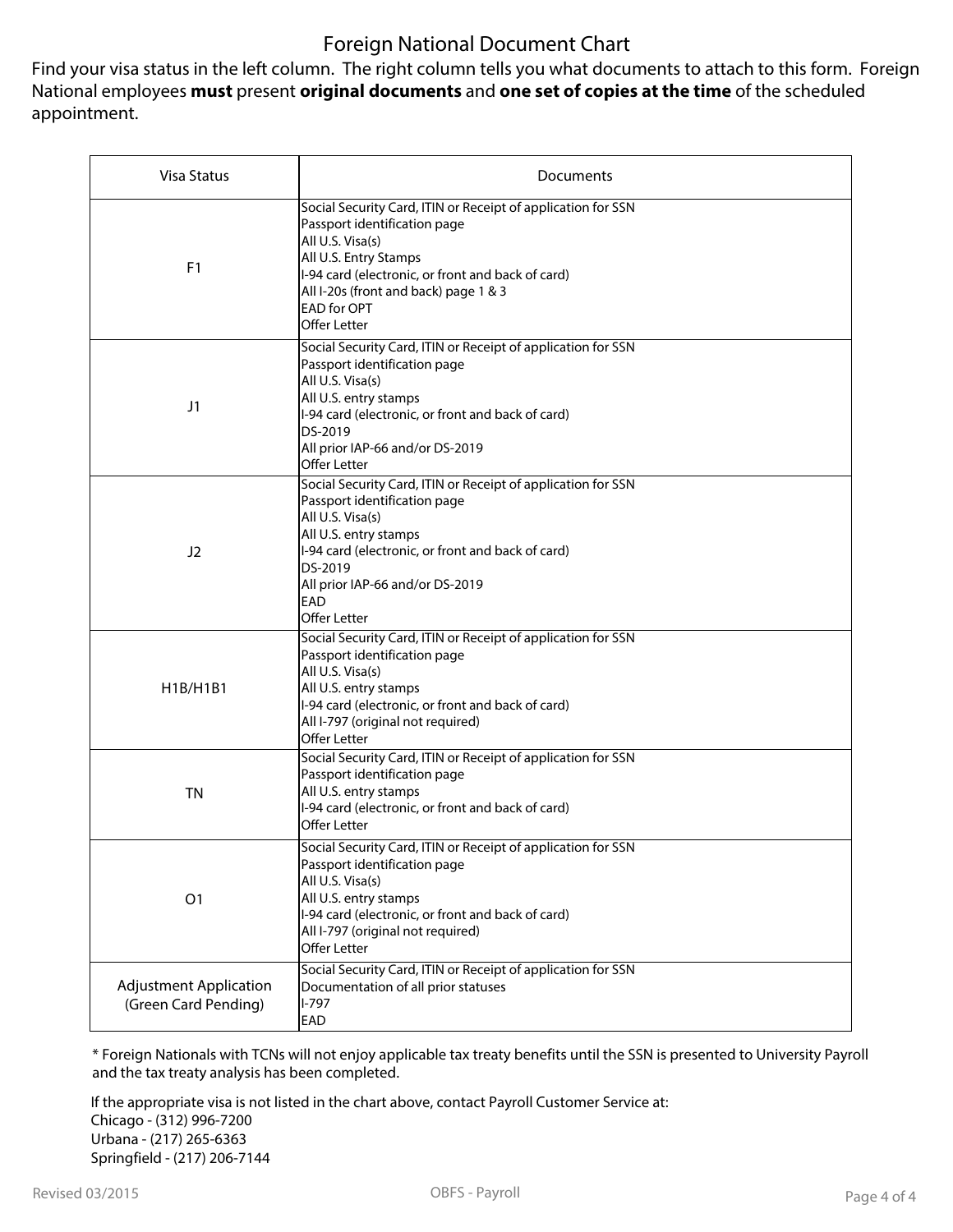# Foreign National Document Chart

Find your visa status in the left column. The right column tells you what documents to attach to this form. Foreign National employees **must** present **original documents** and **one set of copies at the time** of the scheduled appointment.

| Visa Status | Documents |
|---|---|
| F1 | Social Security Card, ITIN or Receipt of application for SSN<br>Passport identification page<br>All U.S. Visa(s)<br>All U.S. Entry Stamps<br>I-94 card (electronic, or front and back of card)<br>All I-20s (front and back) page 1 & 3<br>EAD for OPT<br>Offer Letter |
| J1 | Social Security Card, ITIN or Receipt of application for SSN<br>Passport identification page<br>All U.S. Visa(s)<br>All U.S. entry stamps<br>I-94 card (electronic, or front and back of card)<br>DS-2019<br>All prior IAP-66 and/or DS-2019<br>Offer Letter |
| J2 | Social Security Card, ITIN or Receipt of application for SSN<br>Passport identification page<br>All U.S. Visa(s)<br>All U.S. entry stamps<br>I-94 card (electronic, or front and back of card)<br>DS-2019<br>All prior IAP-66 and/or DS-2019<br>EAD<br>Offer Letter |
| H1B/H1B1 | Social Security Card, ITIN or Receipt of application for SSN<br>Passport identification page<br>All U.S. Visa(s)<br>All U.S. entry stamps<br>I-94 card (electronic, or front and back of card)<br>All I-797 (original not required)<br>Offer Letter |
| TN | Social Security Card, ITIN or Receipt of application for SSN<br>Passport identification page<br>All U.S. entry stamps<br>I-94 card (electronic, or front and back of card)<br>Offer Letter |
| O1 | Social Security Card, ITIN or Receipt of application for SSN<br>Passport identification page<br>All U.S. Visa(s)<br>All U.S. entry stamps<br>I-94 card (electronic, or front and back of card)<br>All I-797 (original not required)<br>Offer Letter |
| Adjustment Application (Green Card Pending) | Social Security Card, ITIN or Receipt of application for SSN<br>Documentation of all prior statuses<br>I-797<br>EAD |

* Foreign Nationals with TCNs will not enjoy applicable tax treaty benefits until the SSN is presented to University Payroll and the tax treaty analysis has been completed.

If the appropriate visa is not listed in the chart above, contact Payroll Customer Service at:
Chicago - (312) 996-7200
Urbana - (217) 265-6363
Springfield - (217) 206-7144

Revised 03/2015 OBFS - Payroll